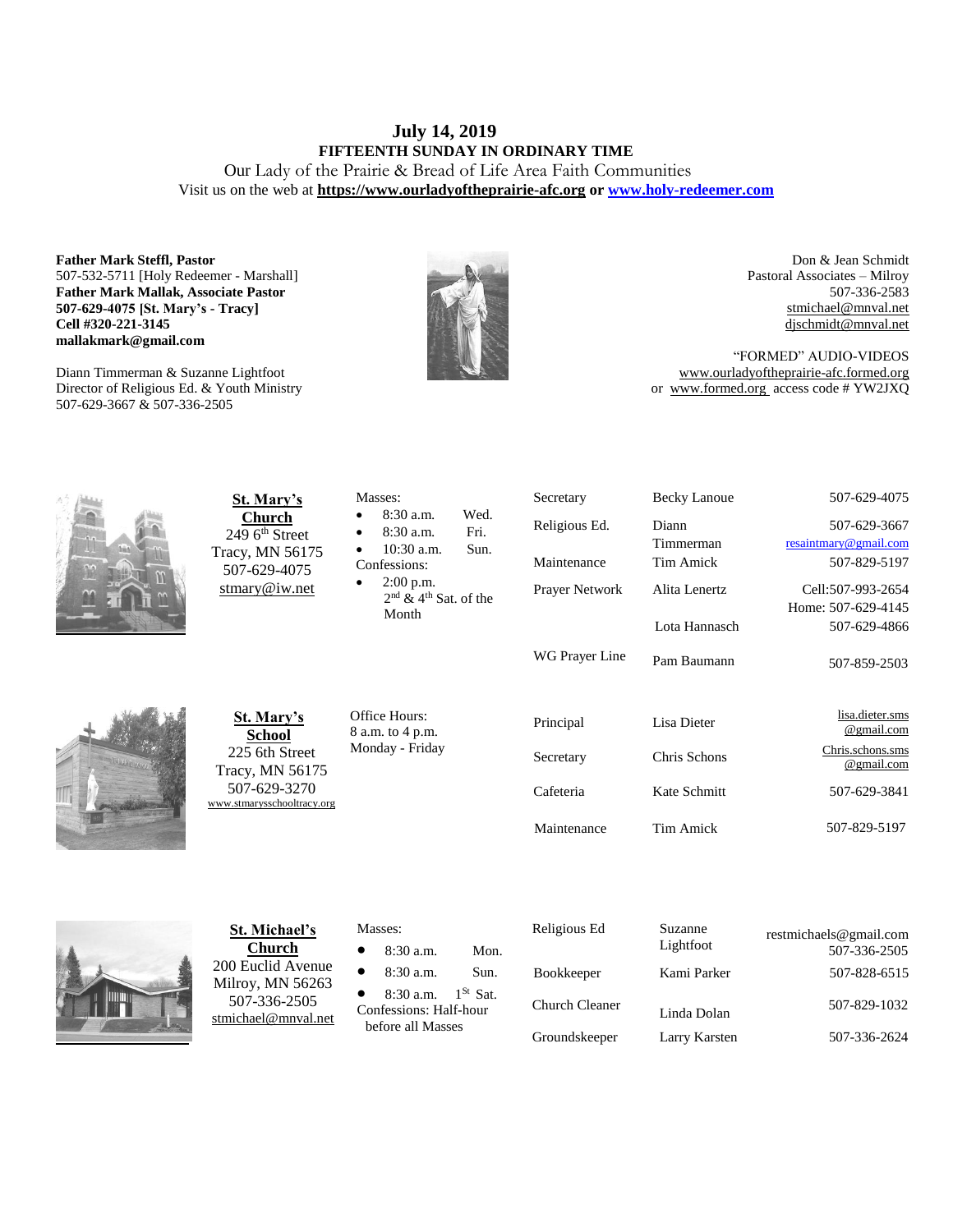# July 14, 2019

## FIFTEENTH SUNDAY IN ORDINARY TIME

Our Lady of the Prairie & Bread of Life Area Faith Communities

Visit us on the web at **https://www.ourladyoftheprairie-afc.org** or **www.holy-redeemer.com**

**Father Mark Steffl, Pastor**
507-532-5711 [Holy Redeemer - Marshall]
**Father Mark Mallak, Associate Pastor**
**507-629-4075 [St. Mary's - Tracy]**
**Cell #320-221-3145**
**mallakmark@gmail.com**

Diann Timmerman & Suzanne Lightfoot
Director of Religious Ed. & Youth Ministry
507-629-3667 & 507-336-2505

Don & Jean Schmidt
Pastoral Associates – Milroy
507-336-2583
stmichael@mnval.net
djschmidt@mnval.net

"FORMED" AUDIO-VIDEOS
www.ourladyoftheprairie-afc.formed.org
or www.formed.org access code # YW2JXQ

**St. Mary's Church**
249 6th Street
Tracy, MN 56175
507-629-4075
stmary@iw.net

Masses:
- 8:30 a.m. Wed.
- 8:30 a.m. Fri.
- 10:30 a.m. Sun.

Confessions:
- 2:00 p.m. 2nd & 4th Sat. of the Month

| | | |
|---|---|---|
| Secretary | Becky Lanoue | 507-629-4075 |
| Religious Ed. | Diann Timmerman | 507-629-3667 resaintmary@gmail.com |
| Maintenance | Tim Amick | 507-829-5197 |
| Prayer Network | Alita Lenertz | Cell:507-993-2654 Home: 507-629-4145 |
| | Lota Hannasch | 507-629-4866 |
| WG Prayer Line | Pam Baumann | 507-859-2503 |

**St. Mary's School**
225 6th Street
Tracy, MN 56175
507-629-3270
www.stmarysschooltracy.org

Office Hours:
8 a.m. to 4 p.m.
Monday - Friday

| | | |
|---|---|---|
| Principal | Lisa Dieter | lisa.dieter.sms@gmail.com |
| Secretary | Chris Schons | Chris.schons.sms@gmail.com |
| Cafeteria | Kate Schmitt | 507-629-3841 |
| Maintenance | Tim Amick | 507-829-5197 |

**St. Michael's Church**
200 Euclid Avenue
Milroy, MN 56263
507-336-2505
stmichael@mnval.net

Masses:
- 8:30 a.m. Mon.
- 8:30 a.m. Sun.
- 8:30 a.m. 1St Sat.

Confessions: Half-hour before all Masses

| | | |
|---|---|---|
| Religious Ed | Suzanne Lightfoot | restmichaels@gmail.com 507-336-2505 |
| Bookkeeper | Kami Parker | 507-828-6515 |
| Church Cleaner | Linda Dolan | 507-829-1032 |
| Groundskeeper | Larry Karsten | 507-336-2624 |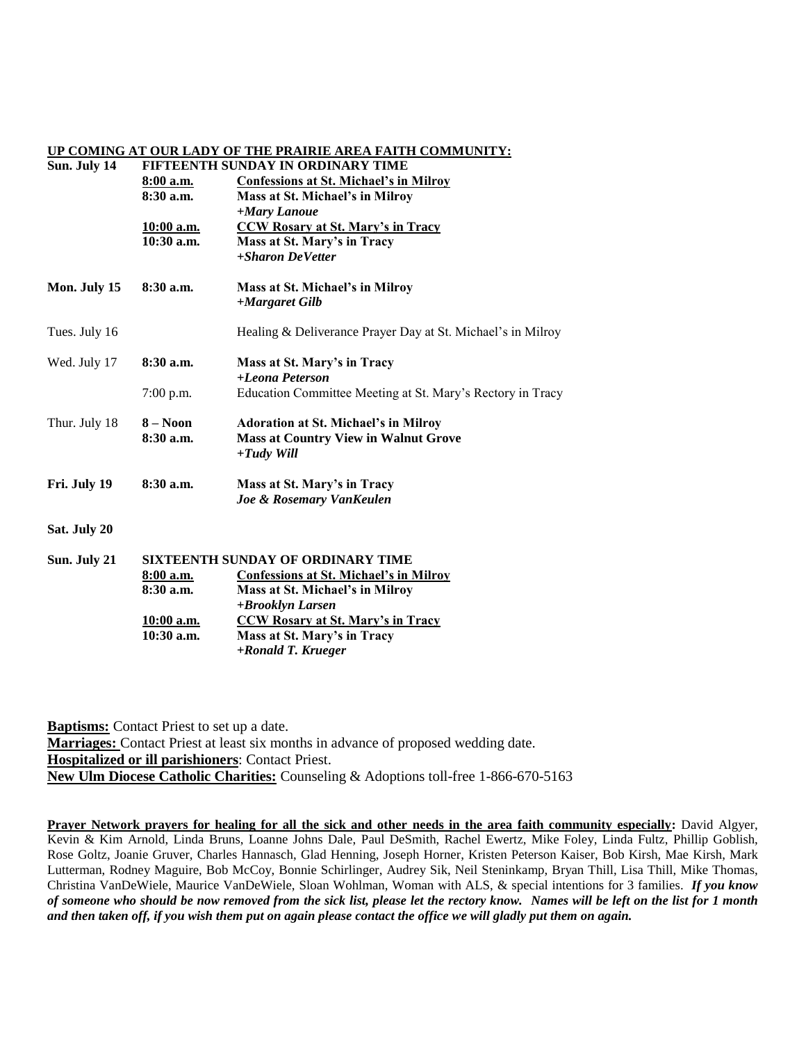**UP COMING AT OUR LADY OF THE PRAIRIE AREA FAITH COMMUNITY:**

| | | |
|---|---|---|
| **Sun. July 14** | **FIFTEENTH SUNDAY IN ORDINARY TIME** | |
| | **8:00 a.m.** | **Confessions at St. Michael's in Milroy** |
| | **8:30 a.m.** | **Mass at St. Michael's in Milroy** |
| | | ***+Mary Lanoue*** |
| | **10:00 a.m.** | **CCW Rosary at St. Mary's in Tracy** |
| | **10:30 a.m.** | **Mass at St. Mary's in Tracy** |
| | | ***+Sharon DeVetter*** |
| **Mon. July 15** | **8:30 a.m.** | **Mass at St. Michael's in Milroy** |
| | | ***+Margaret Gilb*** |
| Tues. July 16 | | Healing & Deliverance Prayer Day at St. Michael's in Milroy |
| Wed. July 17 | **8:30 a.m.** | **Mass at St. Mary's in Tracy** |
| | | ***+Leona Peterson*** |
| | 7:00 p.m. | Education Committee Meeting at St. Mary's Rectory in Tracy |
| Thur. July 18 | **8 – Noon** | **Adoration at St. Michael's in Milroy** |
| | **8:30 a.m.** | **Mass at Country View in Walnut Grove** |
| | | ***+Tudy Will*** |
| **Fri. July 19** | **8:30 a.m.** | **Mass at St. Mary's in Tracy** |
| | | ***Joe & Rosemary VanKeulen*** |
| **Sat. July 20** | | |
| **Sun. July 21** | **SIXTEENTH SUNDAY OF ORDINARY TIME** | |
| | **8:00 a.m.** | **Confessions at St. Michael's in Milroy** |
| | **8:30 a.m.** | **Mass at St. Michael's in Milroy** |
| | | ***+Brooklyn Larsen*** |
| | **10:00 a.m.** | **CCW Rosary at St. Mary's in Tracy** |
| | **10:30 a.m.** | **Mass at St. Mary's in Tracy** |
| | | ***+Ronald T. Krueger*** |

**Baptisms:** Contact Priest to set up a date.
**Marriages:** Contact Priest at least six months in advance of proposed wedding date.
**Hospitalized or ill parishioners**: Contact Priest.
**New Ulm Diocese Catholic Charities:** Counseling & Adoptions toll-free 1-866-670-5163

**Prayer Network prayers for healing for all the sick and other needs in the area faith community especially:** David Algyer, Kevin & Kim Arnold, Linda Bruns, Loanne Johns Dale, Paul DeSmith, Rachel Ewertz, Mike Foley, Linda Fultz, Phillip Goblish, Rose Goltz, Joanie Gruver, Charles Hannasch, Glad Henning, Joseph Horner, Kristen Peterson Kaiser, Bob Kirsh, Mae Kirsh, Mark Lutterman, Rodney Maguire, Bob McCoy, Bonnie Schirlinger, Audrey Sik, Neil Steninkamp, Bryan Thill, Lisa Thill, Mike Thomas, Christina VanDeWiele, Maurice VanDeWiele, Sloan Wohlman, Woman with ALS, & special intentions for 3 families. ***If you know of someone who should be now removed from the sick list, please let the rectory know. Names will be left on the list for 1 month and then taken off, if you wish them put on again please contact the office we will gladly put them on again.***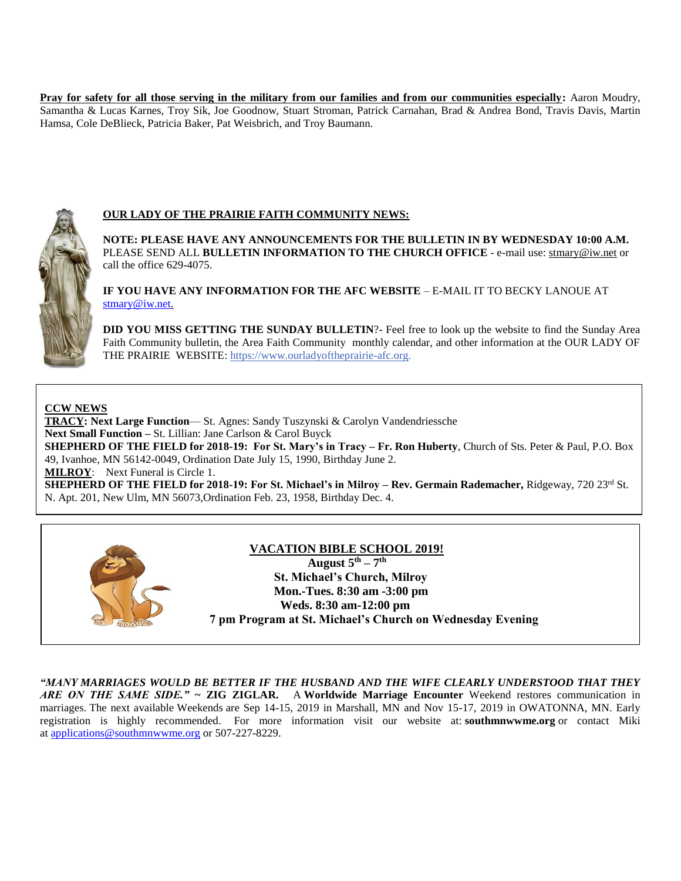**Pray for safety for all those serving in the military from our families and from our communities especially:** Aaron Moudry, Samantha & Lucas Karnes, Troy Sik, Joe Goodnow, Stuart Stroman, Patrick Carnahan, Brad & Andrea Bond, Travis Davis, Martin Hamsa, Cole DeBlieck, Patricia Baker, Pat Weisbrich, and Troy Baumann.

## OUR LADY OF THE PRAIRIE FAITH COMMUNITY NEWS:

**NOTE: PLEASE HAVE ANY ANNOUNCEMENTS FOR THE BULLETIN IN BY WEDNESDAY 10:00 A.M.** PLEASE SEND ALL **BULLETIN INFORMATION TO THE CHURCH OFFICE** - e-mail use: stmary@iw.net or call the office 629-4075.

**IF YOU HAVE ANY INFORMATION FOR THE AFC WEBSITE** – E-MAIL IT TO BECKY LANOUE AT stmary@iw.net.

**DID YOU MISS GETTING THE SUNDAY BULLETIN**?- Feel free to look up the website to find the Sunday Area Faith Community bulletin, the Area Faith Community monthly calendar, and other information at the OUR LADY OF THE PRAIRIE WEBSITE: https://www.ourladyoftheprairie-afc.org.

**CCW NEWS**

**TRACY: Next Large Function**— St. Agnes: Sandy Tuszynski & Carolyn Vandendriessche
**Next Small Function –** St. Lillian: Jane Carlson & Carol Buyck
**SHEPHERD OF THE FIELD for 2018-19: For St. Mary's in Tracy – Fr. Ron Huberty**, Church of Sts. Peter & Paul, P.O. Box 49, Ivanhoe, MN 56142-0049, Ordination Date July 15, 1990, Birthday June 2.
**MILROY**: Next Funeral is Circle 1.
**SHEPHERD OF THE FIELD for 2018-19: For St. Michael's in Milroy – Rev. Germain Rademacher,** Ridgeway, 720 23rd St. N. Apt. 201, New Ulm, MN 56073,Ordination Feb. 23, 1958, Birthday Dec. 4.

**VACATION BIBLE SCHOOL 2019!**
**August 5th – 7th**
**St. Michael's Church, Milroy**
**Mon.-Tues. 8:30 am -3:00 pm**
**Weds. 8:30 am-12:00 pm**
**7 pm Program at St. Michael's Church on Wednesday Evening**

***"MANY MARRIAGES WOULD BE BETTER IF THE HUSBAND AND THE WIFE CLEARLY UNDERSTOOD THAT THEY ARE ON THE SAME SIDE."* ~ ZIG ZIGLAR.** A **Worldwide Marriage Encounter** Weekend restores communication in marriages. The next available Weekends are Sep 14-15, 2019 in Marshall, MN and Nov 15-17, 2019 in OWATONNA, MN. Early registration is highly recommended. For more information visit our website at: **southmnwwme.org** or contact Miki at applications@southmnwwme.org or 507-227-8229.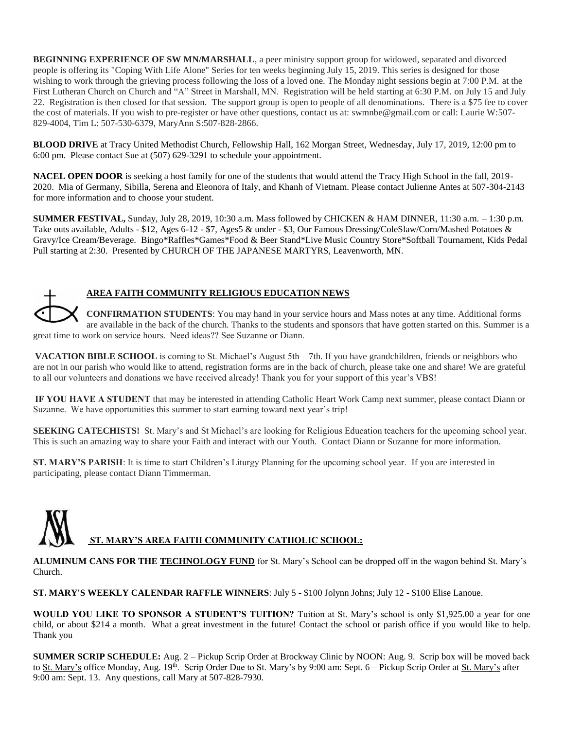**BEGINNING EXPERIENCE OF SW MN/MARSHALL**, a peer ministry support group for widowed, separated and divorced people is offering its "Coping With Life Alone" Series for ten weeks beginning July 15, 2019. This series is designed for those wishing to work through the grieving process following the loss of a loved one. The Monday night sessions begin at 7:00 P.M. at the First Lutheran Church on Church and "A" Street in Marshall, MN. Registration will be held starting at 6:30 P.M. on July 15 and July 22. Registration is then closed for that session. The support group is open to people of all denominations. There is a $75 fee to cover the cost of materials. If you wish to pre-register or have other questions, contact us at: swmnbe@gmail.com or call: Laurie W:507-829-4004, Tim L: 507-530-6379, MaryAnn S:507-828-2866.

**BLOOD DRIVE** at Tracy United Methodist Church, Fellowship Hall, 162 Morgan Street, Wednesday, July 17, 2019, 12:00 pm to 6:00 pm. Please contact Sue at (507) 629-3291 to schedule your appointment.

**NACEL OPEN DOOR** is seeking a host family for one of the students that would attend the Tracy High School in the fall, 2019-2020. Mia of Germany, Sibilla, Serena and Eleonora of Italy, and Khanh of Vietnam. Please contact Julienne Antes at 507-304-2143 for more information and to choose your student.

**SUMMER FESTIVAL,** Sunday, July 28, 2019, 10:30 a.m. Mass followed by CHICKEN & HAM DINNER, 11:30 a.m. – 1:30 p.m. Take outs available, Adults - $12, Ages 6-12 - $7, Ages5 & under - $3, Our Famous Dressing/ColeSlaw/Corn/Mashed Potatoes & Gravy/Ice Cream/Beverage. Bingo*Raffles*Games*Food & Beer Stand*Live Music Country Store*Softball Tournament, Kids Pedal Pull starting at 2:30. Presented by CHURCH OF THE JAPANESE MARTYRS, Leavenworth, MN.

## AREA FAITH COMMUNITY RELIGIOUS EDUCATION NEWS

**CONFIRMATION STUDENTS**: You may hand in your service hours and Mass notes at any time. Additional forms are available in the back of the church. Thanks to the students and sponsors that have gotten started on this. Summer is a great time to work on service hours. Need ideas?? See Suzanne or Diann.

**VACATION BIBLE SCHOOL** is coming to St. Michael's August 5th – 7th. If you have grandchildren, friends or neighbors who are not in our parish who would like to attend, registration forms are in the back of church, please take one and share! We are grateful to all our volunteers and donations we have received already! Thank you for your support of this year's VBS!

**IF YOU HAVE A STUDENT** that may be interested in attending Catholic Heart Work Camp next summer, please contact Diann or Suzanne. We have opportunities this summer to start earning toward next year's trip!

**SEEKING CATECHISTS!** St. Mary's and St Michael's are looking for Religious Education teachers for the upcoming school year. This is such an amazing way to share your Faith and interact with our Youth. Contact Diann or Suzanne for more information.

**ST. MARY'S PARISH**: It is time to start Children's Liturgy Planning for the upcoming school year. If you are interested in participating, please contact Diann Timmerman.

## ST. MARY'S AREA FAITH COMMUNITY CATHOLIC SCHOOL:

**ALUMINUM CANS FOR THE TECHNOLOGY FUND** for St. Mary's School can be dropped off in the wagon behind St. Mary's Church.

**ST. MARY'S WEEKLY CALENDAR RAFFLE WINNERS**: July 5 - $100 Jolynn Johns; July 12 - $100 Elise Lanoue.

**WOULD YOU LIKE TO SPONSOR A STUDENT'S TUITION?** Tuition at St. Mary's school is only $1,925.00 a year for one child, or about $214 a month. What a great investment in the future! Contact the school or parish office if you would like to help. Thank you

**SUMMER SCRIP SCHEDULE:** Aug. 2 – Pickup Scrip Order at Brockway Clinic by NOON: Aug. 9. Scrip box will be moved back to St. Mary's office Monday, Aug. 19th. Scrip Order Due to St. Mary's by 9:00 am: Sept. 6 – Pickup Scrip Order at St. Mary's after 9:00 am: Sept. 13. Any questions, call Mary at 507-828-7930.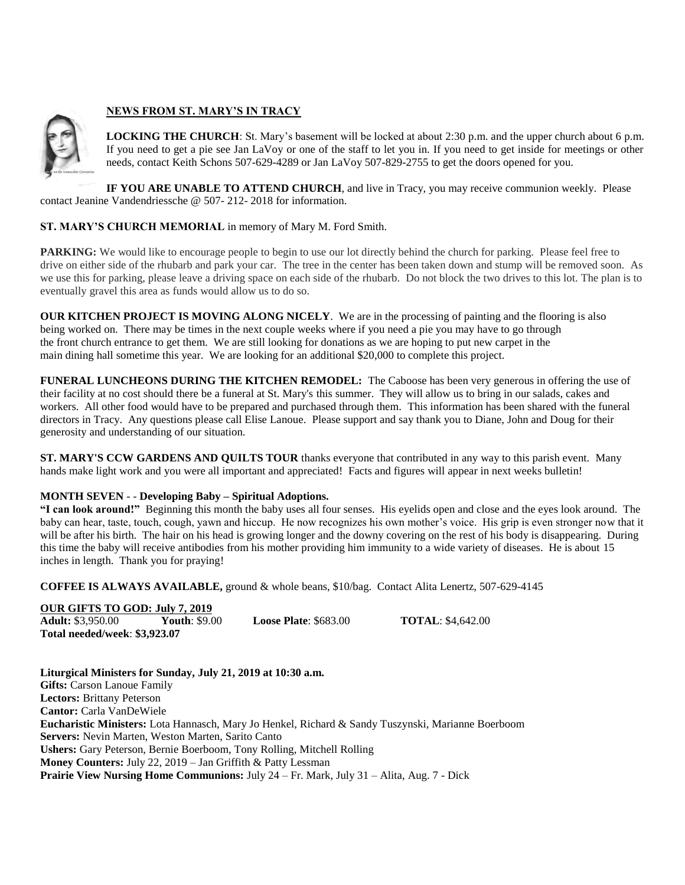## NEWS FROM ST. MARY'S IN TRACY

**LOCKING THE CHURCH**: St. Mary's basement will be locked at about 2:30 p.m. and the upper church about 6 p.m. If you need to get a pie see Jan LaVoy or one of the staff to let you in. If you need to get inside for meetings or other needs, contact Keith Schons 507-629-4289 or Jan LaVoy 507-829-2755 to get the doors opened for you.

**IF YOU ARE UNABLE TO ATTEND CHURCH**, and live in Tracy, you may receive communion weekly. Please contact Jeanine Vandendriessche @ 507- 212- 2018 for information.

**ST. MARY'S CHURCH MEMORIAL** in memory of Mary M. Ford Smith.

**PARKING:** We would like to encourage people to begin to use our lot directly behind the church for parking. Please feel free to drive on either side of the rhubarb and park your car. The tree in the center has been taken down and stump will be removed soon. As we use this for parking, please leave a driving space on each side of the rhubarb. Do not block the two drives to this lot. The plan is to eventually gravel this area as funds would allow us to do so.

**OUR KITCHEN PROJECT IS MOVING ALONG NICELY**. We are in the processing of painting and the flooring is also being worked on. There may be times in the next couple weeks where if you need a pie you may have to go through the front church entrance to get them. We are still looking for donations as we are hoping to put new carpet in the main dining hall sometime this year. We are looking for an additional $20,000 to complete this project.

**FUNERAL LUNCHEONS DURING THE KITCHEN REMODEL:** The Caboose has been very generous in offering the use of their facility at no cost should there be a funeral at St. Mary's this summer. They will allow us to bring in our salads, cakes and workers. All other food would have to be prepared and purchased through them. This information has been shared with the funeral directors in Tracy. Any questions please call Elise Lanoue. Please support and say thank you to Diane, John and Doug for their generosity and understanding of our situation.

**ST. MARY'S CCW GARDENS AND QUILTS TOUR** thanks everyone that contributed in any way to this parish event. Many hands make light work and you were all important and appreciated! Facts and figures will appear in next weeks bulletin!

**MONTH SEVEN - - Developing Baby – Spiritual Adoptions.**

**"I can look around!"** Beginning this month the baby uses all four senses. His eyelids open and close and the eyes look around. The baby can hear, taste, touch, cough, yawn and hiccup. He now recognizes his own mother's voice. His grip is even stronger now that it will be after his birth. The hair on his head is growing longer and the downy covering on the rest of his body is disappearing. During this time the baby will receive antibodies from his mother providing him immunity to a wide variety of diseases. He is about 15 inches in length. Thank you for praying!

**COFFEE IS ALWAYS AVAILABLE,** ground & whole beans, $10/bag. Contact Alita Lenertz, 507-629-4145

**OUR GIFTS TO GOD: July 7, 2019**

**Adult:** $3,950.00 **Youth**: $9.00 **Loose Plate**: $683.00 **TOTAL**: $4,642.00

**Total needed/week**: **$3,923.07**

**Liturgical Ministers for Sunday, July 21, 2019 at 10:30 a.m.**

**Gifts:** Carson Lanoue Family

**Lectors:** Brittany Peterson

**Cantor:** Carla VanDeWiele

**Eucharistic Ministers:** Lota Hannasch, Mary Jo Henkel, Richard & Sandy Tuszynski, Marianne Boerboom

**Servers:** Nevin Marten, Weston Marten, Sarito Canto

**Ushers:** Gary Peterson, Bernie Boerboom, Tony Rolling, Mitchell Rolling

**Money Counters:** July 22, 2019 – Jan Griffith & Patty Lessman

**Prairie View Nursing Home Communions:** July 24 – Fr. Mark, July 31 – Alita, Aug. 7 - Dick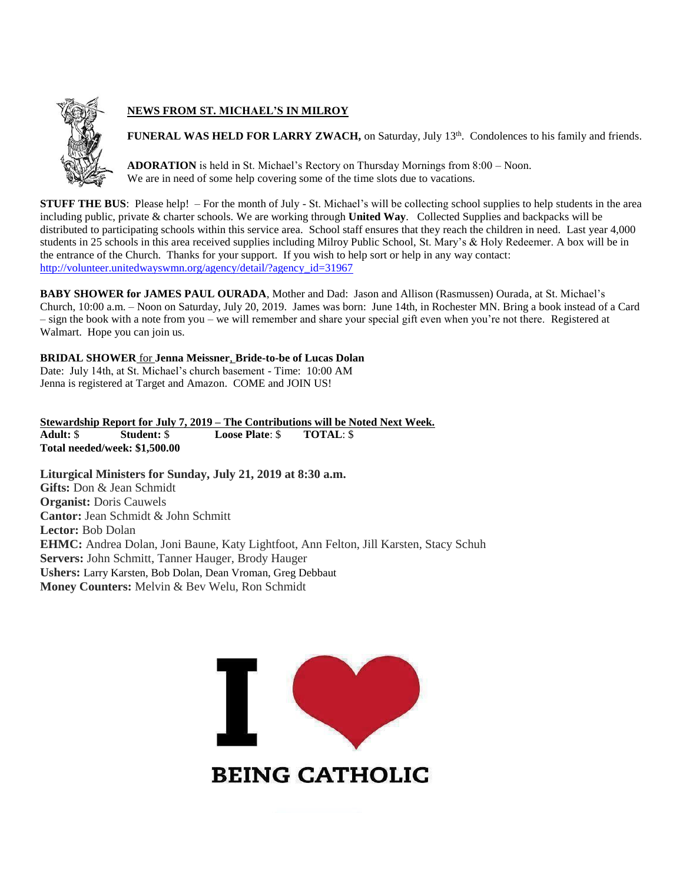## NEWS FROM ST. MICHAEL'S IN MILROY

**FUNERAL WAS HELD FOR LARRY ZWACH,** on Saturday, July 13th. Condolences to his family and friends.

**ADORATION** is held in St. Michael's Rectory on Thursday Mornings from 8:00 – Noon. We are in need of some help covering some of the time slots due to vacations.

**STUFF THE BUS**: Please help! – For the month of July - St. Michael's will be collecting school supplies to help students in the area including public, private & charter schools. We are working through **United Way**. Collected Supplies and backpacks will be distributed to participating schools within this service area. School staff ensures that they reach the children in need. Last year 4,000 students in 25 schools in this area received supplies including Milroy Public School, St. Mary's & Holy Redeemer. A box will be in the entrance of the Church. Thanks for your support. If you wish to help sort or help in any way contact: http://volunteer.unitedwayswmn.org/agency/detail/?agency_id=31967

**BABY SHOWER for JAMES PAUL OURADA**, Mother and Dad: Jason and Allison (Rasmussen) Ourada, at St. Michael's Church, 10:00 a.m. – Noon on Saturday, July 20, 2019. James was born: June 14th, in Rochester MN. Bring a book instead of a Card – sign the book with a note from you – we will remember and share your special gift even when you're not there. Registered at Walmart. Hope you can join us.

**BRIDAL SHOWER for Jenna Meissner, Bride-to-be of Lucas Dolan**
Date: July 14th, at St. Michael's church basement - Time: 10:00 AM
Jenna is registered at Target and Amazon. COME and JOIN US!

**Stewardship Report for July 7, 2019 – The Contributions will be Noted Next Week.**
**Adult:** $ **Student:** $ **Loose Plate**: $ **TOTAL**: $
**Total needed/week: $1,500.00**

**Liturgical Ministers for Sunday, July 21, 2019 at 8:30 a.m.**
**Gifts:** Don & Jean Schmidt
**Organist:** Doris Cauwels
**Cantor:** Jean Schmidt & John Schmitt
**Lector:** Bob Dolan
**EHMC:** Andrea Dolan, Joni Baune, Katy Lightfoot, Ann Felton, Jill Karsten, Stacy Schuh
**Servers:** John Schmitt, Tanner Hauger, Brody Hauger
**Ushers:** Larry Karsten, Bob Dolan, Dean Vroman, Greg Debbaut
**Money Counters:** Melvin & Bev Welu, Ron Schmidt

I ❤ BEING CATHOLIC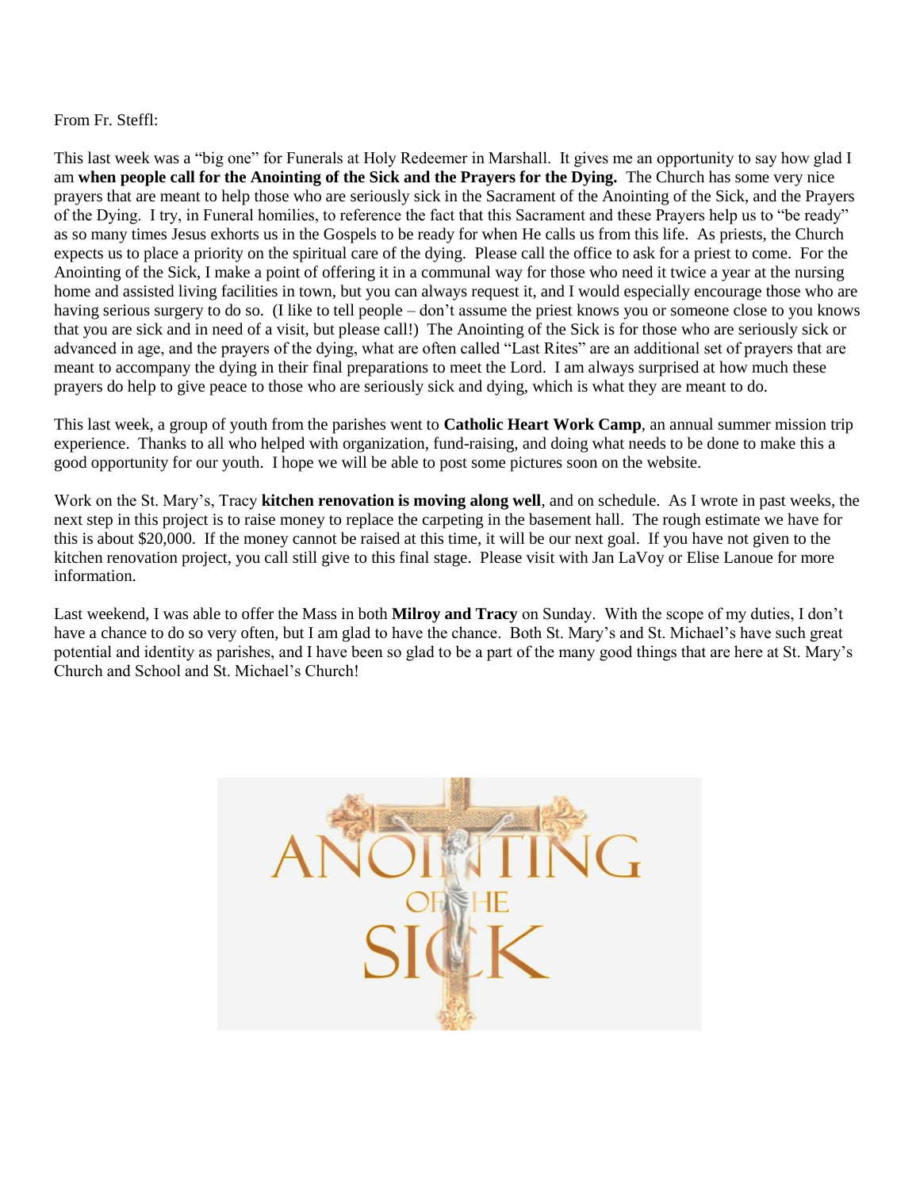From Fr. Steffl:

This last week was a "big one" for Funerals at Holy Redeemer in Marshall. It gives me an opportunity to say how glad I am **when people call for the Anointing of the Sick and the Prayers for the Dying.** The Church has some very nice prayers that are meant to help those who are seriously sick in the Sacrament of the Anointing of the Sick, and the Prayers of the Dying. I try, in Funeral homilies, to reference the fact that this Sacrament and these Prayers help us to "be ready" as so many times Jesus exhorts us in the Gospels to be ready for when He calls us from this life. As priests, the Church expects us to place a priority on the spiritual care of the dying. Please call the office to ask for a priest to come. For the Anointing of the Sick, I make a point of offering it in a communal way for those who need it twice a year at the nursing home and assisted living facilities in town, but you can always request it, and I would especially encourage those who are having serious surgery to do so. (I like to tell people – don't assume the priest knows you or someone close to you knows that you are sick and in need of a visit, but please call!) The Anointing of the Sick is for those who are seriously sick or advanced in age, and the prayers of the dying, what are often called "Last Rites" are an additional set of prayers that are meant to accompany the dying in their final preparations to meet the Lord. I am always surprised at how much these prayers do help to give peace to those who are seriously sick and dying, which is what they are meant to do.

This last week, a group of youth from the parishes went to **Catholic Heart Work Camp**, an annual summer mission trip experience. Thanks to all who helped with organization, fund-raising, and doing what needs to be done to make this a good opportunity for our youth. I hope we will be able to post some pictures soon on the website.

Work on the St. Mary's, Tracy **kitchen renovation is moving along well**, and on schedule. As I wrote in past weeks, the next step in this project is to raise money to replace the carpeting in the basement hall. The rough estimate we have for this is about $20,000. If the money cannot be raised at this time, it will be our next goal. If you have not given to the kitchen renovation project, you call still give to this final stage. Please visit with Jan LaVoy or Elise Lanoue for more information.

Last weekend, I was able to offer the Mass in both **Milroy and Tracy** on Sunday. With the scope of my duties, I don't have a chance to do so very often, but I am glad to have the chance. Both St. Mary's and St. Michael's have such great potential and identity as parishes, and I have been so glad to be a part of the many good things that are here at St. Mary's Church and School and St. Michael's Church!

ANOINTING OF THE SICK